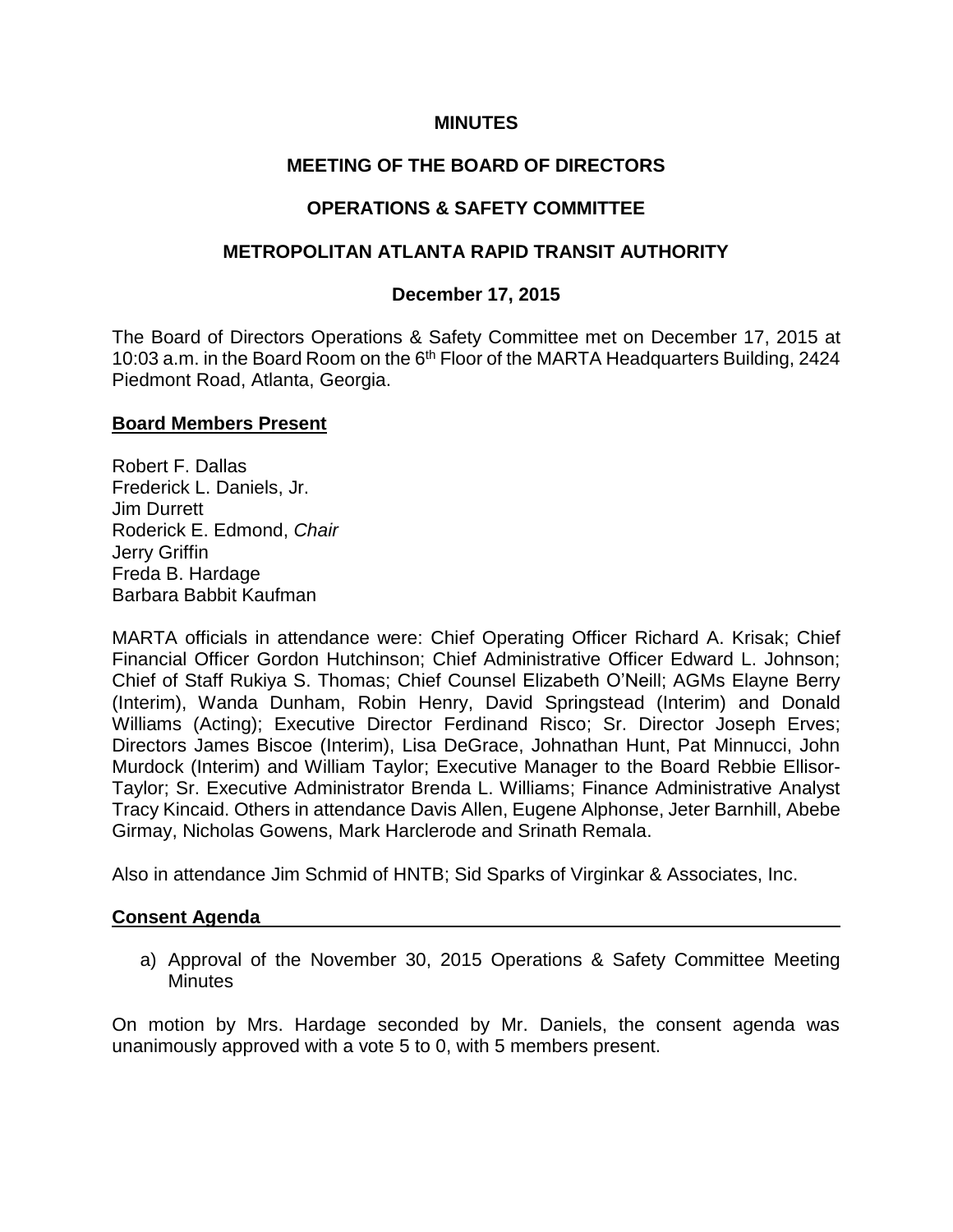**MINUTES**

**MEETING OF THE BOARD OF DIRECTORS**

**OPERATIONS & SAFETY COMMITTEE**

**METROPOLITAN ATLANTA RAPID TRANSIT AUTHORITY**

**December 17, 2015**

The Board of Directors Operations & Safety Committee met on December 17, 2015 at 10:03 a.m. in the Board Room on the 6th Floor of the MARTA Headquarters Building, 2424 Piedmont Road, Atlanta, Georgia.

**Board Members Present**

Robert F. Dallas
Frederick L. Daniels, Jr.
Jim Durrett
Roderick E. Edmond, *Chair*
Jerry Griffin
Freda B. Hardage
Barbara Babbit Kaufman

MARTA officials in attendance were: Chief Operating Officer Richard A. Krisak; Chief Financial Officer Gordon Hutchinson; Chief Administrative Officer Edward L. Johnson; Chief of Staff Rukiya S. Thomas; Chief Counsel Elizabeth O'Neill; AGMs Elayne Berry (Interim), Wanda Dunham, Robin Henry, David Springstead (Interim) and Donald Williams (Acting); Executive Director Ferdinand Risco; Sr. Director Joseph Erves; Directors James Biscoe (Interim), Lisa DeGrace, Johnathan Hunt, Pat Minnucci, John Murdock (Interim) and William Taylor; Executive Manager to the Board Rebbie Ellisor-Taylor; Sr. Executive Administrator Brenda L. Williams; Finance Administrative Analyst Tracy Kincaid. Others in attendance Davis Allen, Eugene Alphonse, Jeter Barnhill, Abebe Girmay, Nicholas Gowens, Mark Harclerode and Srinath Remala.

Also in attendance Jim Schmid of HNTB; Sid Sparks of Virginkar & Associates, Inc.

**Consent Agenda**

a) Approval of the November 30, 2015 Operations & Safety Committee Meeting Minutes

On motion by Mrs. Hardage seconded by Mr. Daniels, the consent agenda was unanimously approved with a vote 5 to 0, with 5 members present.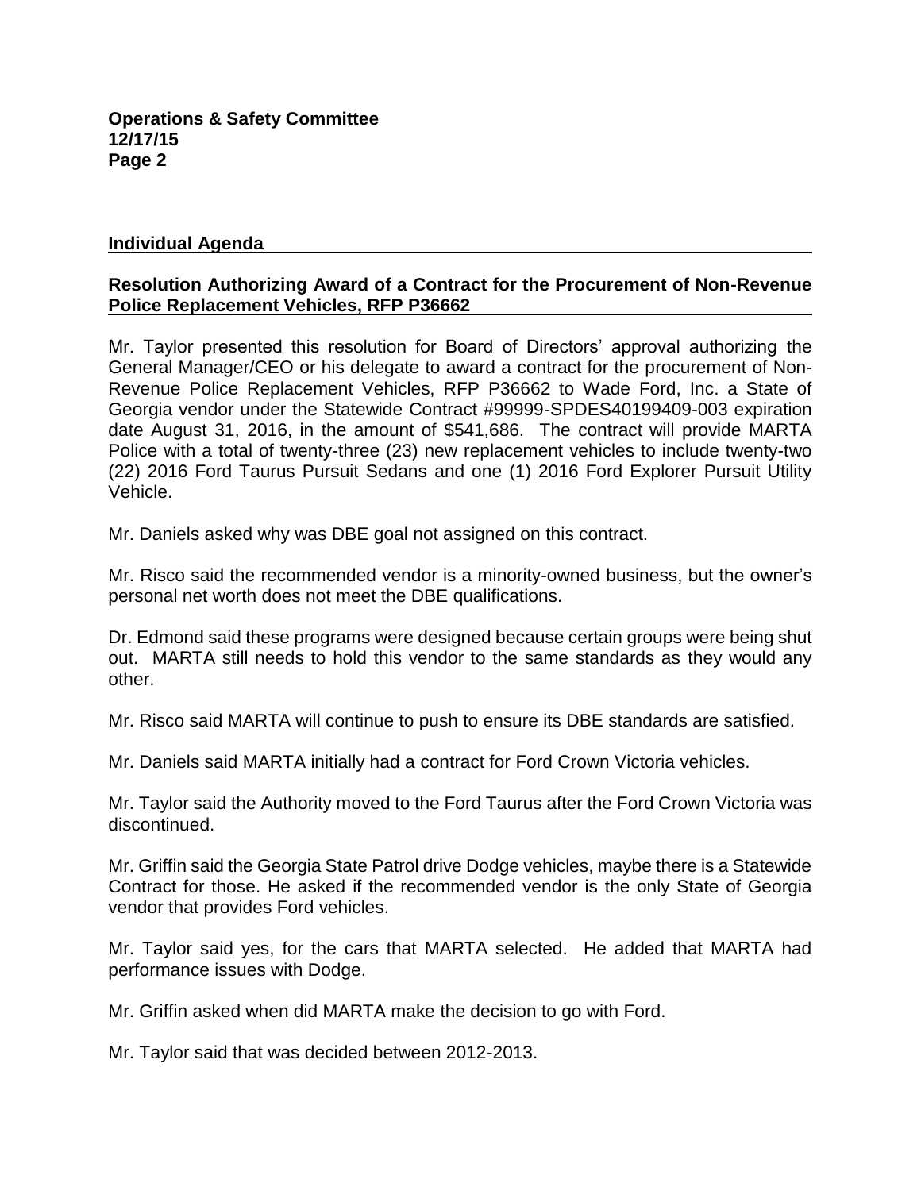## Individual Agenda

### Resolution Authorizing Award of a Contract for the Procurement of Non-Revenue Police Replacement Vehicles, RFP P36662

Mr. Taylor presented this resolution for Board of Directors' approval authorizing the General Manager/CEO or his delegate to award a contract for the procurement of Non-Revenue Police Replacement Vehicles, RFP P36662 to Wade Ford, Inc. a State of Georgia vendor under the Statewide Contract #99999-SPDES40199409-003 expiration date August 31, 2016, in the amount of $541,686. The contract will provide MARTA Police with a total of twenty-three (23) new replacement vehicles to include twenty-two (22) 2016 Ford Taurus Pursuit Sedans and one (1) 2016 Ford Explorer Pursuit Utility Vehicle.

Mr. Daniels asked why was DBE goal not assigned on this contract.

Mr. Risco said the recommended vendor is a minority-owned business, but the owner's personal net worth does not meet the DBE qualifications.

Dr. Edmond said these programs were designed because certain groups were being shut out. MARTA still needs to hold this vendor to the same standards as they would any other.

Mr. Risco said MARTA will continue to push to ensure its DBE standards are satisfied.

Mr. Daniels said MARTA initially had a contract for Ford Crown Victoria vehicles.

Mr. Taylor said the Authority moved to the Ford Taurus after the Ford Crown Victoria was discontinued.

Mr. Griffin said the Georgia State Patrol drive Dodge vehicles, maybe there is a Statewide Contract for those. He asked if the recommended vendor is the only State of Georgia vendor that provides Ford vehicles.

Mr. Taylor said yes, for the cars that MARTA selected. He added that MARTA had performance issues with Dodge.

Mr. Griffin asked when did MARTA make the decision to go with Ford.

Mr. Taylor said that was decided between 2012-2013.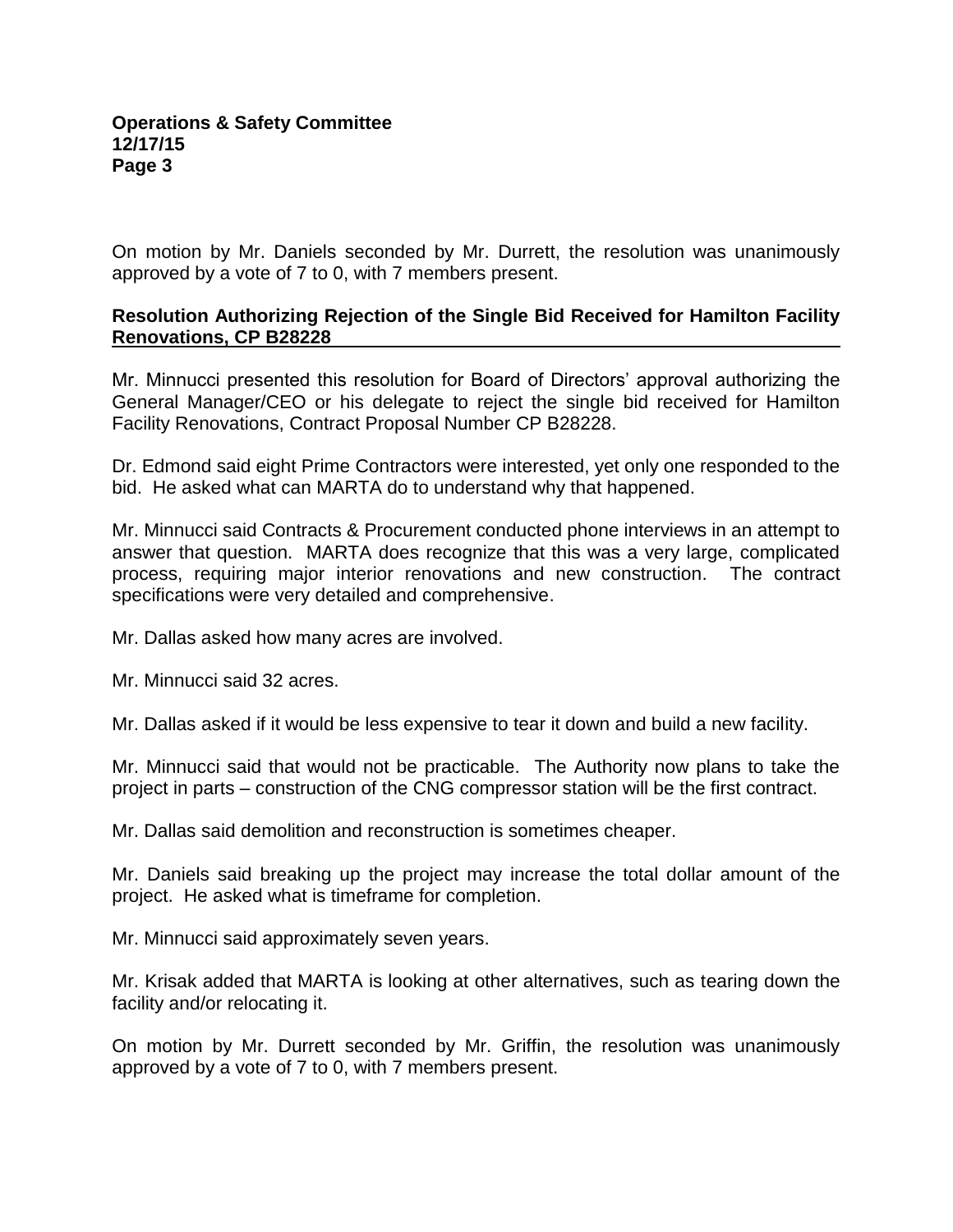On motion by Mr. Daniels seconded by Mr. Durrett, the resolution was unanimously approved by a vote of 7 to 0, with 7 members present.

**Resolution Authorizing Rejection of the Single Bid Received for Hamilton Facility Renovations, CP B28228**

Mr. Minnucci presented this resolution for Board of Directors' approval authorizing the General Manager/CEO or his delegate to reject the single bid received for Hamilton Facility Renovations, Contract Proposal Number CP B28228.

Dr. Edmond said eight Prime Contractors were interested, yet only one responded to the bid. He asked what can MARTA do to understand why that happened.

Mr. Minnucci said Contracts & Procurement conducted phone interviews in an attempt to answer that question. MARTA does recognize that this was a very large, complicated process, requiring major interior renovations and new construction. The contract specifications were very detailed and comprehensive.

Mr. Dallas asked how many acres are involved.

Mr. Minnucci said 32 acres.

Mr. Dallas asked if it would be less expensive to tear it down and build a new facility.

Mr. Minnucci said that would not be practicable. The Authority now plans to take the project in parts – construction of the CNG compressor station will be the first contract.

Mr. Dallas said demolition and reconstruction is sometimes cheaper.

Mr. Daniels said breaking up the project may increase the total dollar amount of the project. He asked what is timeframe for completion.

Mr. Minnucci said approximately seven years.

Mr. Krisak added that MARTA is looking at other alternatives, such as tearing down the facility and/or relocating it.

On motion by Mr. Durrett seconded by Mr. Griffin, the resolution was unanimously approved by a vote of 7 to 0, with 7 members present.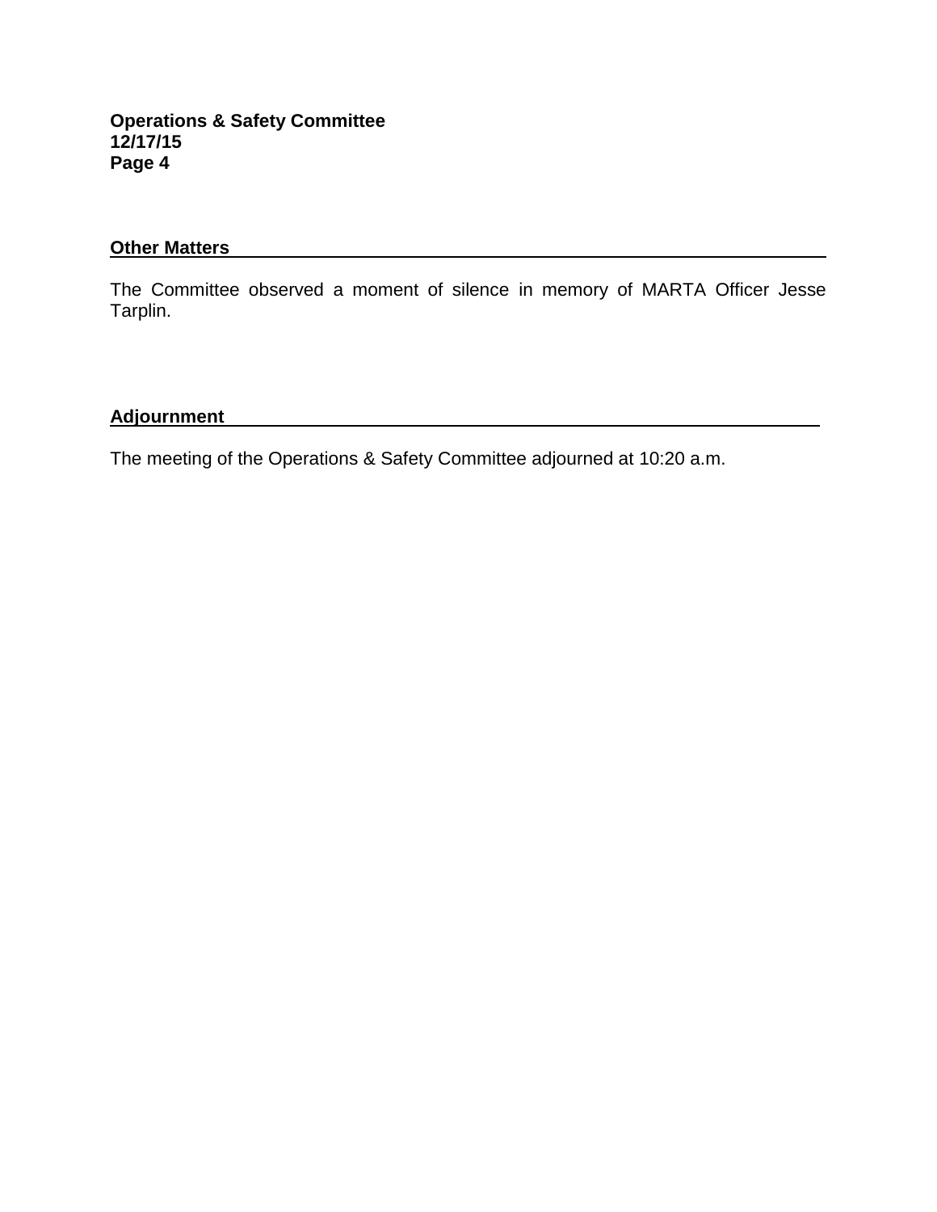**Other Matters**

The Committee observed a moment of silence in memory of MARTA Officer Jesse Tarplin.

**Adjournment**

The meeting of the Operations & Safety Committee adjourned at 10:20 a.m.